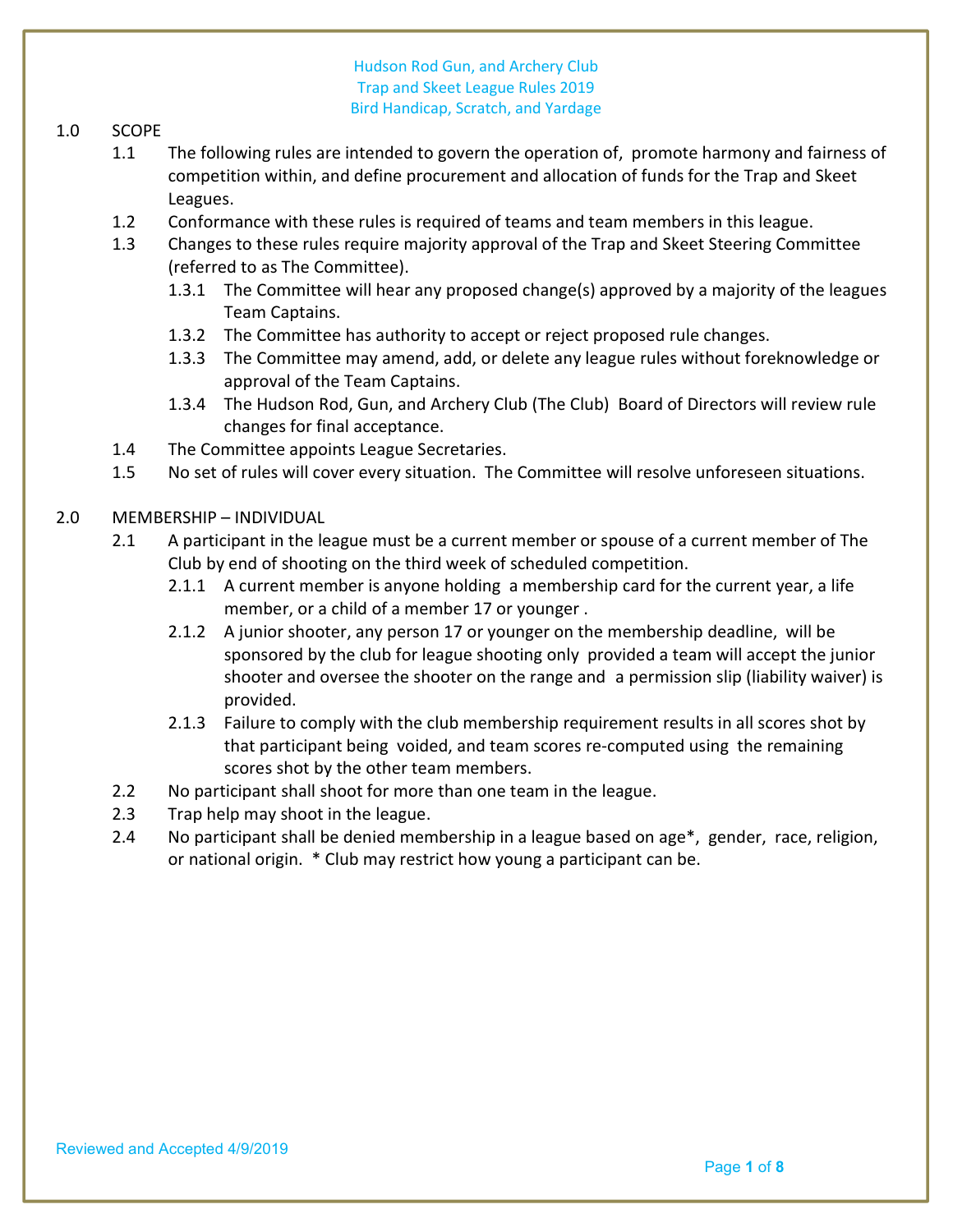Hudson Rod Gun, and Archery Club
Trap and Skeet League Rules 2019
Bird Handicap, Scratch, and Yardage

## 1.0 SCOPE

1.1 The following rules are intended to govern the operation of, promote harmony and fairness of competition within, and define procurement and allocation of funds for the Trap and Skeet Leagues.

1.2 Conformance with these rules is required of teams and team members in this league.

1.3 Changes to these rules require majority approval of the Trap and Skeet Steering Committee (referred to as The Committee).

- 1.3.1 The Committee will hear any proposed change(s) approved by a majority of the leagues Team Captains.
- 1.3.2 The Committee has authority to accept or reject proposed rule changes.
- 1.3.3 The Committee may amend, add, or delete any league rules without foreknowledge or approval of the Team Captains.
- 1.3.4 The Hudson Rod, Gun, and Archery Club (The Club) Board of Directors will review rule changes for final acceptance.

1.4 The Committee appoints League Secretaries.

1.5 No set of rules will cover every situation. The Committee will resolve unforeseen situations.

## 2.0 MEMBERSHIP – INDIVIDUAL

2.1 A participant in the league must be a current member or spouse of a current member of The Club by end of shooting on the third week of scheduled competition.

- 2.1.1 A current member is anyone holding a membership card for the current year, a life member, or a child of a member 17 or younger .
- 2.1.2 A junior shooter, any person 17 or younger on the membership deadline, will be sponsored by the club for league shooting only provided a team will accept the junior shooter and oversee the shooter on the range and a permission slip (liability waiver) is provided.
- 2.1.3 Failure to comply with the club membership requirement results in all scores shot by that participant being voided, and team scores re-computed using the remaining scores shot by the other team members.

2.2 No participant shall shoot for more than one team in the league.

2.3 Trap help may shoot in the league.

2.4 No participant shall be denied membership in a league based on age*, gender, race, religion, or national origin. * Club may restrict how young a participant can be.

Reviewed and Accepted 4/9/2019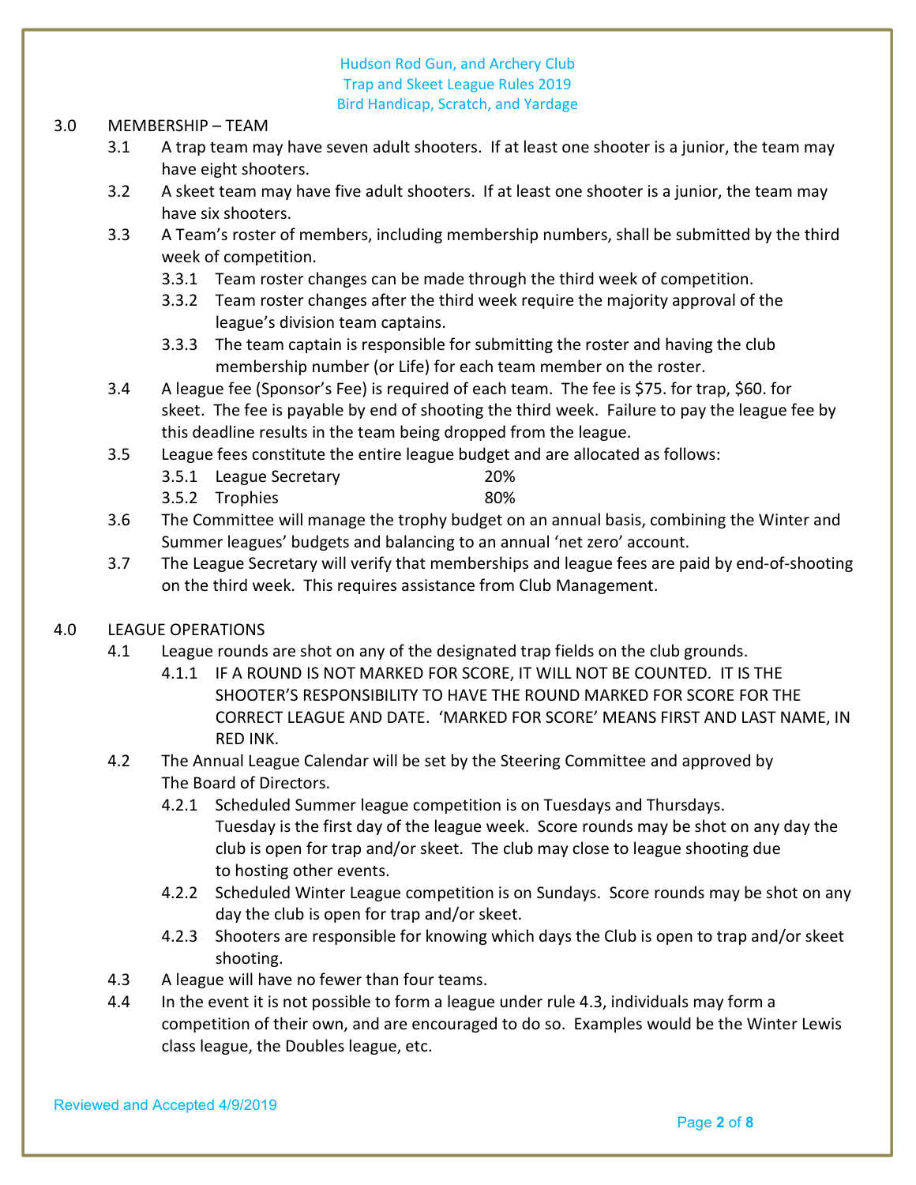## 3.0 MEMBERSHIP – TEAM

3.1 A trap team may have seven adult shooters. If at least one shooter is a junior, the team may have eight shooters.

3.2 A skeet team may have five adult shooters. If at least one shooter is a junior, the team may have six shooters.

3.3 A Team's roster of members, including membership numbers, shall be submitted by the third week of competition.

- 3.3.1 Team roster changes can be made through the third week of competition.
- 3.3.2 Team roster changes after the third week require the majority approval of the league's division team captains.
- 3.3.3 The team captain is responsible for submitting the roster and having the club membership number (or Life) for each team member on the roster.

3.4 A league fee (Sponsor's Fee) is required of each team. The fee is $75. for trap, $60. for skeet. The fee is payable by end of shooting the third week. Failure to pay the league fee by this deadline results in the team being dropped from the league.

3.5 League fees constitute the entire league budget and are allocated as follows:

- 3.5.1 League Secretary 20%
- 3.5.2 Trophies 80%

3.6 The Committee will manage the trophy budget on an annual basis, combining the Winter and Summer leagues' budgets and balancing to an annual 'net zero' account.

3.7 The League Secretary will verify that memberships and league fees are paid by end-of-shooting on the third week. This requires assistance from Club Management.

## 4.0 LEAGUE OPERATIONS

4.1 League rounds are shot on any of the designated trap fields on the club grounds.

- 4.1.1 IF A ROUND IS NOT MARKED FOR SCORE, IT WILL NOT BE COUNTED. IT IS THE SHOOTER'S RESPONSIBILITY TO HAVE THE ROUND MARKED FOR SCORE FOR THE CORRECT LEAGUE AND DATE. 'MARKED FOR SCORE' MEANS FIRST AND LAST NAME, IN RED INK.

4.2 The Annual League Calendar will be set by the Steering Committee and approved by The Board of Directors.

- 4.2.1 Scheduled Summer league competition is on Tuesdays and Thursdays. Tuesday is the first day of the league week. Score rounds may be shot on any day the club is open for trap and/or skeet. The club may close to league shooting due to hosting other events.
- 4.2.2 Scheduled Winter League competition is on Sundays. Score rounds may be shot on any day the club is open for trap and/or skeet.
- 4.2.3 Shooters are responsible for knowing which days the Club is open to trap and/or skeet shooting.

4.3 A league will have no fewer than four teams.

4.4 In the event it is not possible to form a league under rule 4.3, individuals may form a competition of their own, and are encouraged to do so. Examples would be the Winter Lewis class league, the Doubles league, etc.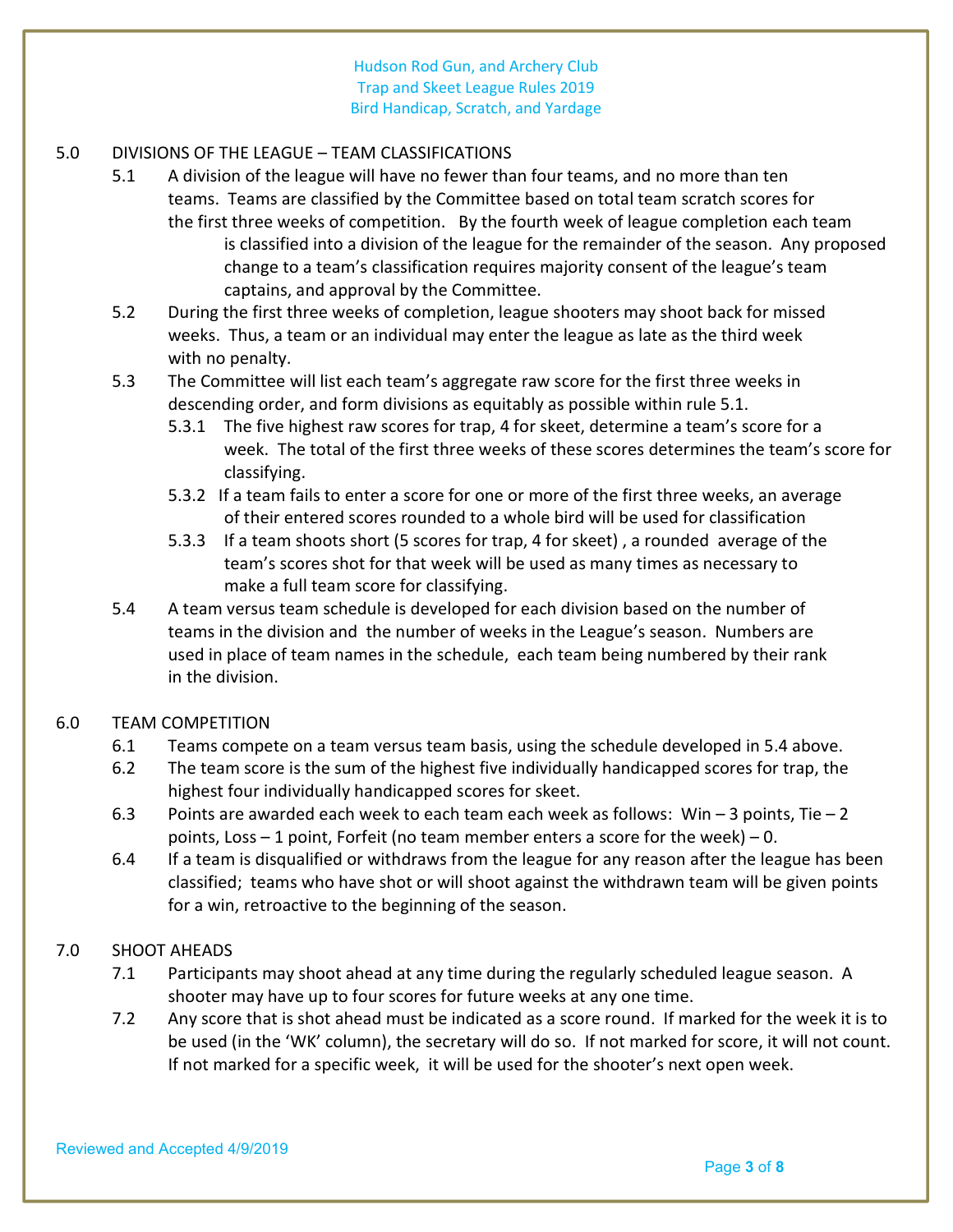## 5.0 DIVISIONS OF THE LEAGUE – TEAM CLASSIFICATIONS

5.1 A division of the league will have no fewer than four teams, and no more than ten teams. Teams are classified by the Committee based on total team scratch scores for the first three weeks of competition. By the fourth week of league completion each team is classified into a division of the league for the remainder of the season. Any proposed change to a team's classification requires majority consent of the league's team captains, and approval by the Committee.

5.2 During the first three weeks of completion, league shooters may shoot back for missed weeks. Thus, a team or an individual may enter the league as late as the third week with no penalty.

5.3 The Committee will list each team's aggregate raw score for the first three weeks in descending order, and form divisions as equitably as possible within rule 5.1.

5.3.1 The five highest raw scores for trap, 4 for skeet, determine a team's score for a week. The total of the first three weeks of these scores determines the team's score for classifying.

5.3.2 If a team fails to enter a score for one or more of the first three weeks, an average of their entered scores rounded to a whole bird will be used for classification

5.3.3 If a team shoots short (5 scores for trap, 4 for skeet) , a rounded average of the team's scores shot for that week will be used as many times as necessary to make a full team score for classifying.

5.4 A team versus team schedule is developed for each division based on the number of teams in the division and the number of weeks in the League's season. Numbers are used in place of team names in the schedule, each team being numbered by their rank in the division.

## 6.0 TEAM COMPETITION

6.1 Teams compete on a team versus team basis, using the schedule developed in 5.4 above.

6.2 The team score is the sum of the highest five individually handicapped scores for trap, the highest four individually handicapped scores for skeet.

6.3 Points are awarded each week to each team each week as follows: Win – 3 points, Tie – 2 points, Loss – 1 point, Forfeit (no team member enters a score for the week) – 0.

6.4 If a team is disqualified or withdraws from the league for any reason after the league has been classified; teams who have shot or will shoot against the withdrawn team will be given points for a win, retroactive to the beginning of the season.

## 7.0 SHOOT AHEADS

7.1 Participants may shoot ahead at any time during the regularly scheduled league season. A shooter may have up to four scores for future weeks at any one time.

7.2 Any score that is shot ahead must be indicated as a score round. If marked for the week it is to be used (in the 'WK' column), the secretary will do so. If not marked for score, it will not count. If not marked for a specific week, it will be used for the shooter's next open week.

Reviewed and Accepted 4/9/2019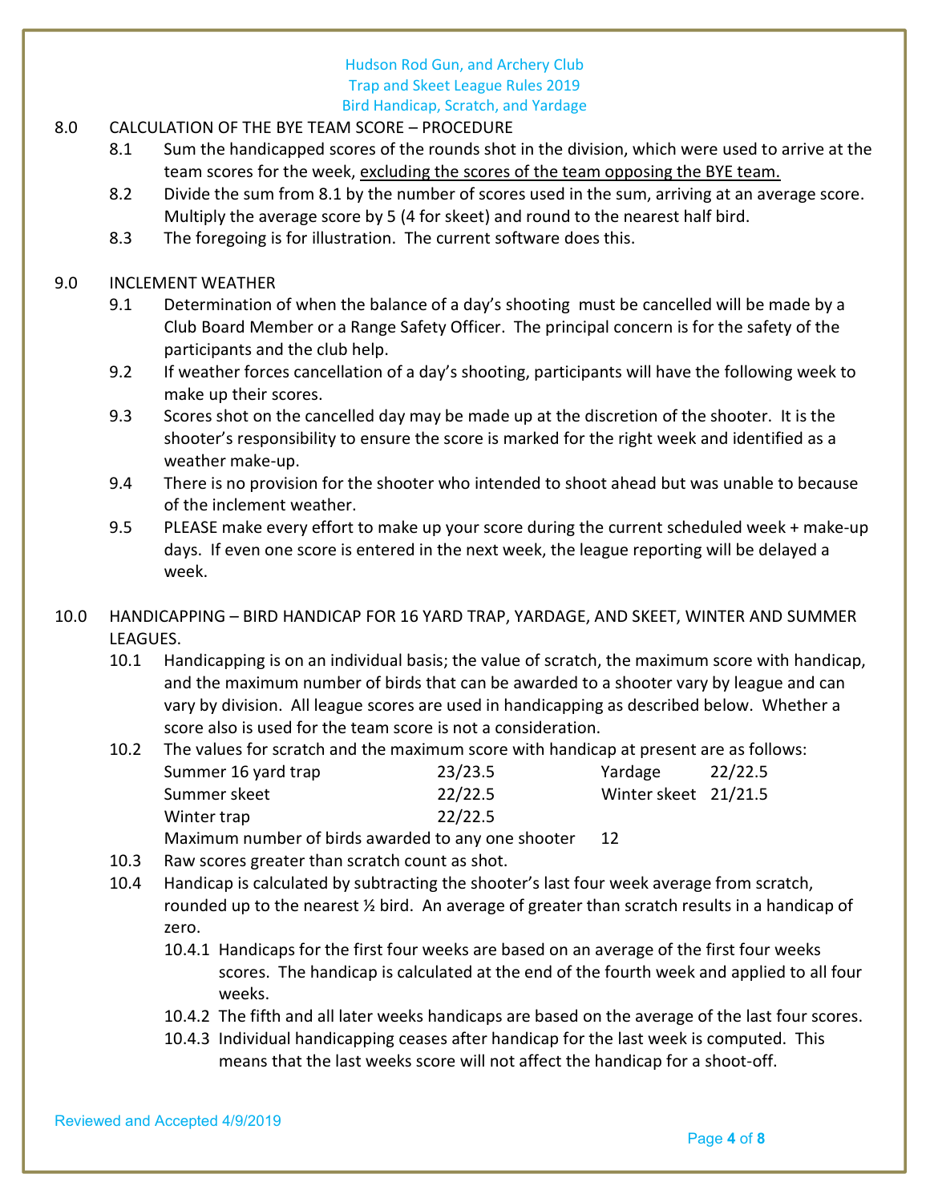## 8.0 CALCULATION OF THE BYE TEAM SCORE – PROCEDURE

8.1 Sum the handicapped scores of the rounds shot in the division, which were used to arrive at the team scores for the week, <u>excluding the scores of the team opposing the BYE team.</u>

8.2 Divide the sum from 8.1 by the number of scores used in the sum, arriving at an average score. Multiply the average score by 5 (4 for skeet) and round to the nearest half bird.

8.3 The foregoing is for illustration. The current software does this.

## 9.0 INCLEMENT WEATHER

9.1 Determination of when the balance of a day's shooting must be cancelled will be made by a Club Board Member or a Range Safety Officer. The principal concern is for the safety of the participants and the club help.

9.2 If weather forces cancellation of a day's shooting, participants will have the following week to make up their scores.

9.3 Scores shot on the cancelled day may be made up at the discretion of the shooter. It is the shooter's responsibility to ensure the score is marked for the right week and identified as a weather make-up.

9.4 There is no provision for the shooter who intended to shoot ahead but was unable to because of the inclement weather.

9.5 PLEASE make every effort to make up your score during the current scheduled week + make-up days. If even one score is entered in the next week, the league reporting will be delayed a week.

## 10.0 HANDICAPPING – BIRD HANDICAP FOR 16 YARD TRAP, YARDAGE, AND SKEET, WINTER AND SUMMER LEAGUES.

10.1 Handicapping is on an individual basis; the value of scratch, the maximum score with handicap, and the maximum number of birds that can be awarded to a shooter vary by league and can vary by division. All league scores are used in handicapping as described below. Whether a score also is used for the team score is not a consideration.

10.2 The values for scratch and the maximum score with handicap at present are as follows:

| | | | |
|---|---|---|---|
| Summer 16 yard trap | 23/23.5 | Yardage | 22/22.5 |
| Summer skeet | 22/22.5 | Winter skeet | 21/21.5 |
| Winter trap | 22/22.5 | | |
| Maximum number of birds awarded to any one shooter | 12 | | |

10.3 Raw scores greater than scratch count as shot.

10.4 Handicap is calculated by subtracting the shooter's last four week average from scratch, rounded up to the nearest ½ bird. An average of greater than scratch results in a handicap of zero.

10.4.1 Handicaps for the first four weeks are based on an average of the first four weeks scores. The handicap is calculated at the end of the fourth week and applied to all four weeks.

10.4.2 The fifth and all later weeks handicaps are based on the average of the last four scores.

10.4.3 Individual handicapping ceases after handicap for the last week is computed. This means that the last weeks score will not affect the handicap for a shoot-off.

Reviewed and Accepted 4/9/2019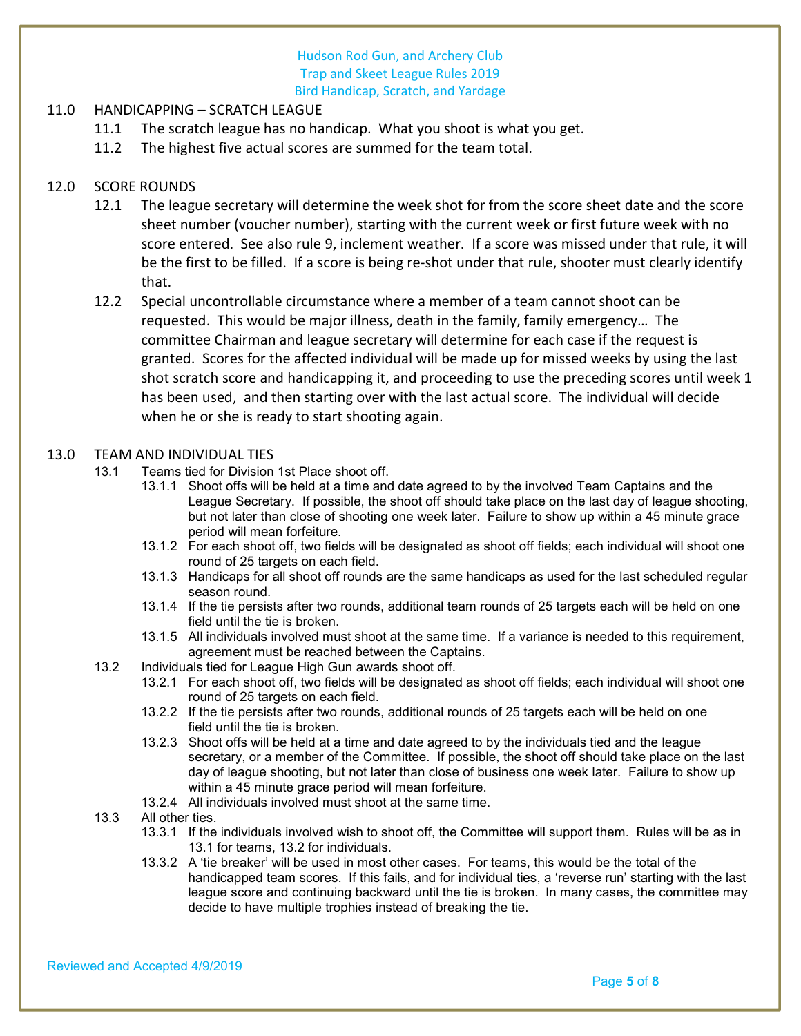Hudson Rod Gun, and Archery Club
Trap and Skeet League Rules 2019
Bird Handicap, Scratch, and Yardage

## 11.0 HANDICAPPING – SCRATCH LEAGUE

11.1 The scratch league has no handicap. What you shoot is what you get.

11.2 The highest five actual scores are summed for the team total.

## 12.0 SCORE ROUNDS

12.1 The league secretary will determine the week shot for from the score sheet date and the score sheet number (voucher number), starting with the current week or first future week with no score entered. See also rule 9, inclement weather. If a score was missed under that rule, it will be the first to be filled. If a score is being re-shot under that rule, shooter must clearly identify that.

12.2 Special uncontrollable circumstance where a member of a team cannot shoot can be requested. This would be major illness, death in the family, family emergency… The committee Chairman and league secretary will determine for each case if the request is granted. Scores for the affected individual will be made up for missed weeks by using the last shot scratch score and handicapping it, and proceeding to use the preceding scores until week 1 has been used, and then starting over with the last actual score. The individual will decide when he or she is ready to start shooting again.

## 13.0 TEAM AND INDIVIDUAL TIES

13.1 Teams tied for Division 1st Place shoot off.

13.1.1 Shoot offs will be held at a time and date agreed to by the involved Team Captains and the League Secretary. If possible, the shoot off should take place on the last day of league shooting, but not later than close of shooting one week later. Failure to show up within a 45 minute grace period will mean forfeiture.

13.1.2 For each shoot off, two fields will be designated as shoot off fields; each individual will shoot one round of 25 targets on each field.

13.1.3 Handicaps for all shoot off rounds are the same handicaps as used for the last scheduled regular season round.

13.1.4 If the tie persists after two rounds, additional team rounds of 25 targets each will be held on one field until the tie is broken.

13.1.5 All individuals involved must shoot at the same time. If a variance is needed to this requirement, agreement must be reached between the Captains.

13.2 Individuals tied for League High Gun awards shoot off.

13.2.1 For each shoot off, two fields will be designated as shoot off fields; each individual will shoot one round of 25 targets on each field.

13.2.2 If the tie persists after two rounds, additional rounds of 25 targets each will be held on one field until the tie is broken.

13.2.3 Shoot offs will be held at a time and date agreed to by the individuals tied and the league secretary, or a member of the Committee. If possible, the shoot off should take place on the last day of league shooting, but not later than close of business one week later. Failure to show up within a 45 minute grace period will mean forfeiture.

13.2.4 All individuals involved must shoot at the same time.

13.3 All other ties.

13.3.1 If the individuals involved wish to shoot off, the Committee will support them. Rules will be as in 13.1 for teams, 13.2 for individuals.

13.3.2 A 'tie breaker' will be used in most other cases. For teams, this would be the total of the handicapped team scores. If this fails, and for individual ties, a 'reverse run' starting with the last league score and continuing backward until the tie is broken. In many cases, the committee may decide to have multiple trophies instead of breaking the tie.

Reviewed and Accepted 4/9/2019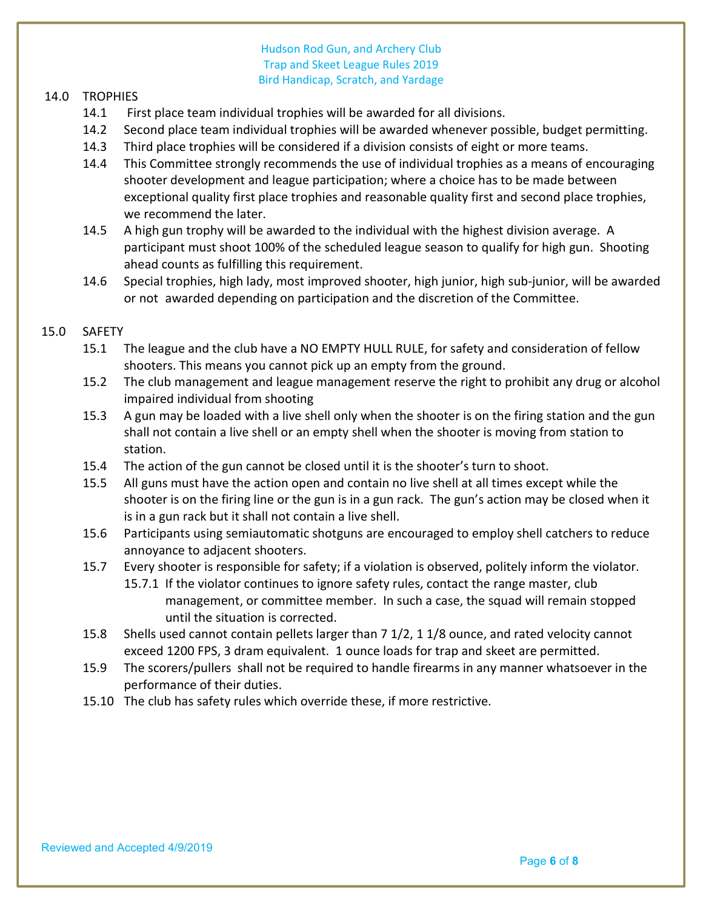## 14.0 TROPHIES

- 14.1 First place team individual trophies will be awarded for all divisions.
- 14.2 Second place team individual trophies will be awarded whenever possible, budget permitting.
- 14.3 Third place trophies will be considered if a division consists of eight or more teams.
- 14.4 This Committee strongly recommends the use of individual trophies as a means of encouraging shooter development and league participation; where a choice has to be made between exceptional quality first place trophies and reasonable quality first and second place trophies, we recommend the later.
- 14.5 A high gun trophy will be awarded to the individual with the highest division average. A participant must shoot 100% of the scheduled league season to qualify for high gun. Shooting ahead counts as fulfilling this requirement.
- 14.6 Special trophies, high lady, most improved shooter, high junior, high sub-junior, will be awarded or not awarded depending on participation and the discretion of the Committee.

## 15.0 SAFETY

- 15.1 The league and the club have a NO EMPTY HULL RULE, for safety and consideration of fellow shooters. This means you cannot pick up an empty from the ground.
- 15.2 The club management and league management reserve the right to prohibit any drug or alcohol impaired individual from shooting
- 15.3 A gun may be loaded with a live shell only when the shooter is on the firing station and the gun shall not contain a live shell or an empty shell when the shooter is moving from station to station.
- 15.4 The action of the gun cannot be closed until it is the shooter's turn to shoot.
- 15.5 All guns must have the action open and contain no live shell at all times except while the shooter is on the firing line or the gun is in a gun rack. The gun's action may be closed when it is in a gun rack but it shall not contain a live shell.
- 15.6 Participants using semiautomatic shotguns are encouraged to employ shell catchers to reduce annoyance to adjacent shooters.
- 15.7 Every shooter is responsible for safety; if a violation is observed, politely inform the violator.
  - 15.7.1 If the violator continues to ignore safety rules, contact the range master, club management, or committee member. In such a case, the squad will remain stopped until the situation is corrected.
- 15.8 Shells used cannot contain pellets larger than 7 1/2, 1 1/8 ounce, and rated velocity cannot exceed 1200 FPS, 3 dram equivalent. 1 ounce loads for trap and skeet are permitted.
- 15.9 The scorers/pullers shall not be required to handle firearms in any manner whatsoever in the performance of their duties.
- 15.10 The club has safety rules which override these, if more restrictive.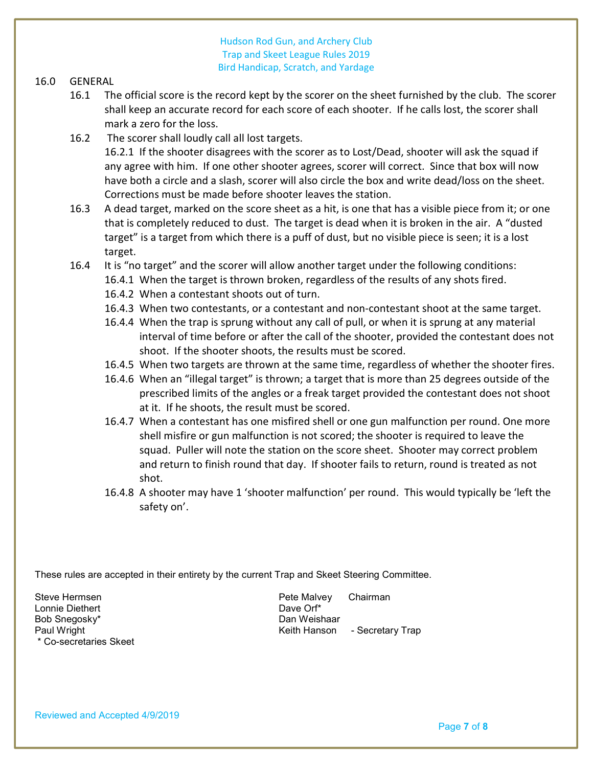16.0 GENERAL

16.1 The official score is the record kept by the scorer on the sheet furnished by the club. The scorer shall keep an accurate record for each score of each shooter. If he calls lost, the scorer shall mark a zero for the loss.

16.2 The scorer shall loudly call all lost targets.

16.2.1 If the shooter disagrees with the scorer as to Lost/Dead, shooter will ask the squad if any agree with him. If one other shooter agrees, scorer will correct. Since that box will now have both a circle and a slash, scorer will also circle the box and write dead/loss on the sheet. Corrections must be made before shooter leaves the station.

16.3 A dead target, marked on the score sheet as a hit, is one that has a visible piece from it; or one that is completely reduced to dust. The target is dead when it is broken in the air. A "dusted target" is a target from which there is a puff of dust, but no visible piece is seen; it is a lost target.

16.4 It is "no target" and the scorer will allow another target under the following conditions:

16.4.1 When the target is thrown broken, regardless of the results of any shots fired.

16.4.2 When a contestant shoots out of turn.

16.4.3 When two contestants, or a contestant and non-contestant shoot at the same target.

16.4.4 When the trap is sprung without any call of pull, or when it is sprung at any material interval of time before or after the call of the shooter, provided the contestant does not shoot. If the shooter shoots, the results must be scored.

16.4.5 When two targets are thrown at the same time, regardless of whether the shooter fires.

16.4.6 When an "illegal target" is thrown; a target that is more than 25 degrees outside of the prescribed limits of the angles or a freak target provided the contestant does not shoot at it. If he shoots, the result must be scored.

16.4.7 When a contestant has one misfired shell or one gun malfunction per round. One more shell misfire or gun malfunction is not scored; the shooter is required to leave the squad. Puller will note the station on the score sheet. Shooter may correct problem and return to finish round that day. If shooter fails to return, round is treated as not shot.

16.4.8 A shooter may have 1 'shooter malfunction' per round. This would typically be 'left the safety on'.

These rules are accepted in their entirety by the current Trap and Skeet Steering Committee.

Steve Hermsen
Lonnie Diethert
Bob Snegosky*
Paul Wright
\* Co-secretaries Skeet

Pete Malvey Chairman
Dave Orf*
Dan Weishaar
Keith Hanson - Secretary Trap

Reviewed and Accepted 4/9/2019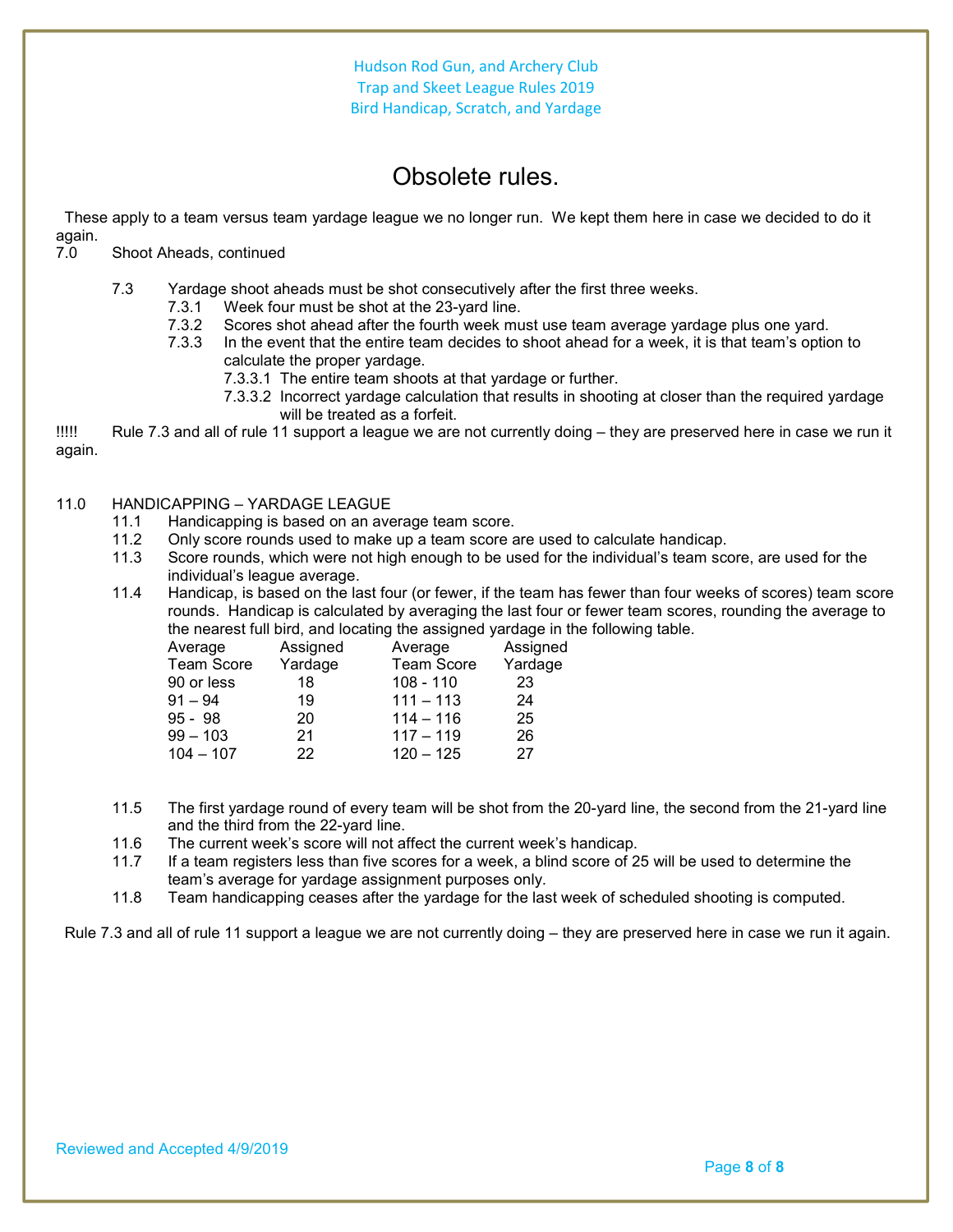# Obsolete rules.

These apply to a team versus team yardage league we no longer run. We kept them here in case we decided to do it again.

7.0 Shoot Aheads, continued

- 7.3 Yardage shoot aheads must be shot consecutively after the first three weeks.
  - 7.3.1 Week four must be shot at the 23-yard line.
  - 7.3.2 Scores shot ahead after the fourth week must use team average yardage plus one yard.
  - 7.3.3 In the event that the entire team decides to shoot ahead for a week, it is that team's option to calculate the proper yardage.
    - 7.3.3.1 The entire team shoots at that yardage or further.
    - 7.3.3.2 Incorrect yardage calculation that results in shooting at closer than the required yardage will be treated as a forfeit.

!!!!! Rule 7.3 and all of rule 11 support a league we are not currently doing – they are preserved here in case we run it again.

11.0 HANDICAPPING – YARDAGE LEAGUE

- 11.1 Handicapping is based on an average team score.
- 11.2 Only score rounds used to make up a team score are used to calculate handicap.
- 11.3 Score rounds, which were not high enough to be used for the individual's team score, are used for the individual's league average.
- 11.4 Handicap, is based on the last four (or fewer, if the team has fewer than four weeks of scores) team score rounds. Handicap is calculated by averaging the last four or fewer team scores, rounding the average to the nearest full bird, and locating the assigned yardage in the following table.

| Average Team Score | Assigned Yardage | Average Team Score | Assigned Yardage |
|---|---|---|---|
| 90 or less | 18 | 108 - 110 | 23 |
| 91 – 94 | 19 | 111 – 113 | 24 |
| 95 - 98 | 20 | 114 – 116 | 25 |
| 99 – 103 | 21 | 117 – 119 | 26 |
| 104 – 107 | 22 | 120 – 125 | 27 |

- 11.5 The first yardage round of every team will be shot from the 20-yard line, the second from the 21-yard line and the third from the 22-yard line.
- 11.6 The current week's score will not affect the current week's handicap.
- 11.7 If a team registers less than five scores for a week, a blind score of 25 will be used to determine the team's average for yardage assignment purposes only.
- 11.8 Team handicapping ceases after the yardage for the last week of scheduled shooting is computed.

Rule 7.3 and all of rule 11 support a league we are not currently doing – they are preserved here in case we run it again.

Reviewed and Accepted 4/9/2019